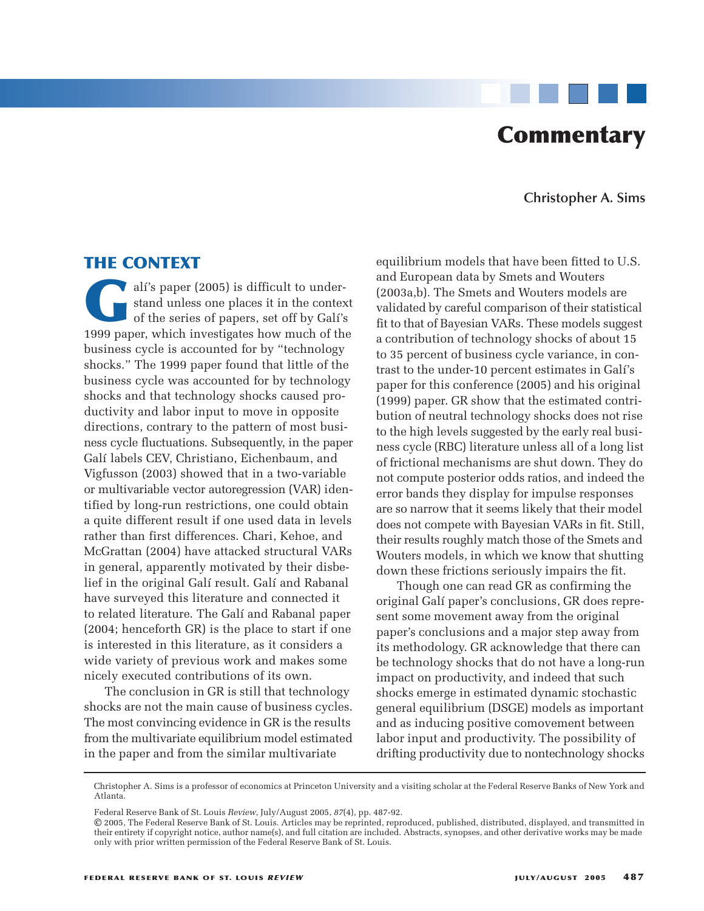# Commentary

**Christopher A. Sims**

## THE CONTEXT

Galí's paper (2005) is difficult to understand unless one places it in the context of the series of papers, set off by Galí's 1999 paper, which investigates how much of the business cycle is accounted for by "technology shocks." The 1999 paper found that little of the business cycle was accounted for by technology shocks and that technology shocks caused productivity and labor input to move in opposite directions, contrary to the pattern of most business cycle fluctuations. Subsequently, in the paper Galí labels CEV, Christiano, Eichenbaum, and Vigfusson (2003) showed that in a two-variable or multivariable vector autoregression (VAR) identified by long-run restrictions, one could obtain a quite different result if one used data in levels rather than first differences. Chari, Kehoe, and McGrattan (2004) have attacked structural VARs in general, apparently motivated by their disbelief in the original Galí result. Galí and Rabanal have surveyed this literature and connected it to related literature. The Galí and Rabanal paper (2004; henceforth GR) is the place to start if one is interested in this literature, as it considers a wide variety of previous work and makes some nicely executed contributions of its own.

The conclusion in GR is still that technology shocks are not the main cause of business cycles. The most convincing evidence in GR is the results from the multivariate equilibrium model estimated in the paper and from the similar multivariate equilibrium models that have been fitted to U.S. and European data by Smets and Wouters (2003a,b). The Smets and Wouters models are validated by careful comparison of their statistical fit to that of Bayesian VARs. These models suggest a contribution of technology shocks of about 15 to 35 percent of business cycle variance, in contrast to the under-10 percent estimates in Galí's paper for this conference (2005) and his original (1999) paper. GR show that the estimated contribution of neutral technology shocks does not rise to the high levels suggested by the early real business cycle (RBC) literature unless all of a long list of frictional mechanisms are shut down. They do not compute posterior odds ratios, and indeed the error bands they display for impulse responses are so narrow that it seems likely that their model does not compete with Bayesian VARs in fit. Still, their results roughly match those of the Smets and Wouters models, in which we know that shutting down these frictions seriously impairs the fit.

Though one can read GR as confirming the original Galí paper's conclusions, GR does represent some movement away from the original paper's conclusions and a major step away from its methodology. GR acknowledge that there can be technology shocks that do not have a long-run impact on productivity, and indeed that such shocks emerge in estimated dynamic stochastic general equilibrium (DSGE) models as important and as inducing positive comovement between labor input and productivity. The possibility of drifting productivity due to nontechnology shocks

---

Christopher A. Sims is a professor of economics at Princeton University and a visiting scholar at the Federal Reserve Banks of New York and Atlanta.

Federal Reserve Bank of St. Louis *Review*, July/August 2005, *87*(4), pp. 487-92.
© 2005, The Federal Reserve Bank of St. Louis. Articles may be reprinted, reproduced, published, distributed, displayed, and transmitted in their entirety if copyright notice, author name(s), and full citation are included. Abstracts, synopses, and other derivative works may be made only with prior written permission of the Federal Reserve Bank of St. Louis.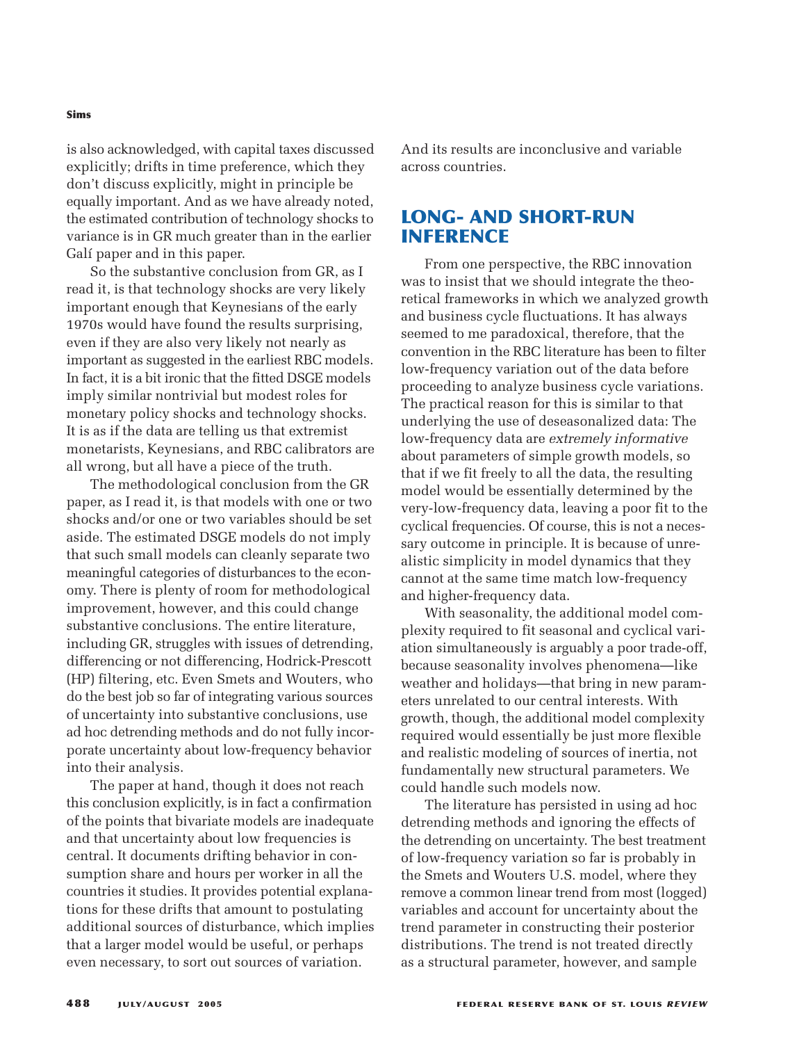is also acknowledged, with capital taxes discussed explicitly; drifts in time preference, which they don't discuss explicitly, might in principle be equally important. And as we have already noted, the estimated contribution of technology shocks to variance is in GR much greater than in the earlier Galí paper and in this paper.

So the substantive conclusion from GR, as I read it, is that technology shocks are very likely important enough that Keynesians of the early 1970s would have found the results surprising, even if they are also very likely not nearly as important as suggested in the earliest RBC models. In fact, it is a bit ironic that the fitted DSGE models imply similar nontrivial but modest roles for monetary policy shocks and technology shocks. It is as if the data are telling us that extremist monetarists, Keynesians, and RBC calibrators are all wrong, but all have a piece of the truth.

The methodological conclusion from the GR paper, as I read it, is that models with one or two shocks and/or one or two variables should be set aside. The estimated DSGE models do not imply that such small models can cleanly separate two meaningful categories of disturbances to the economy. There is plenty of room for methodological improvement, however, and this could change substantive conclusions. The entire literature, including GR, struggles with issues of detrending, differencing or not differencing, Hodrick-Prescott (HP) filtering, etc. Even Smets and Wouters, who do the best job so far of integrating various sources of uncertainty into substantive conclusions, use ad hoc detrending methods and do not fully incorporate uncertainty about low-frequency behavior into their analysis.

The paper at hand, though it does not reach this conclusion explicitly, is in fact a confirmation of the points that bivariate models are inadequate and that uncertainty about low frequencies is central. It documents drifting behavior in consumption share and hours per worker in all the countries it studies. It provides potential explanations for these drifts that amount to postulating additional sources of disturbance, which implies that a larger model would be useful, or perhaps even necessary, to sort out sources of variation. And its results are inconclusive and variable across countries.

## LONG- AND SHORT-RUN INFERENCE

From one perspective, the RBC innovation was to insist that we should integrate the theoretical frameworks in which we analyzed growth and business cycle fluctuations. It has always seemed to me paradoxical, therefore, that the convention in the RBC literature has been to filter low-frequency variation out of the data before proceeding to analyze business cycle variations. The practical reason for this is similar to that underlying the use of deseasonalized data: The low-frequency data are *extremely informative* about parameters of simple growth models, so that if we fit freely to all the data, the resulting model would be essentially determined by the very-low-frequency data, leaving a poor fit to the cyclical frequencies. Of course, this is not a necessary outcome in principle. It is because of unrealistic simplicity in model dynamics that they cannot at the same time match low-frequency and higher-frequency data.

With seasonality, the additional model complexity required to fit seasonal and cyclical variation simultaneously is arguably a poor trade-off, because seasonality involves phenomena—like weather and holidays—that bring in new parameters unrelated to our central interests. With growth, though, the additional model complexity required would essentially be just more flexible and realistic modeling of sources of inertia, not fundamentally new structural parameters. We could handle such models now.

The literature has persisted in using ad hoc detrending methods and ignoring the effects of the detrending on uncertainty. The best treatment of low-frequency variation so far is probably in the Smets and Wouters U.S. model, where they remove a common linear trend from most (logged) variables and account for uncertainty about the trend parameter in constructing their posterior distributions. The trend is not treated directly as a structural parameter, however, and sample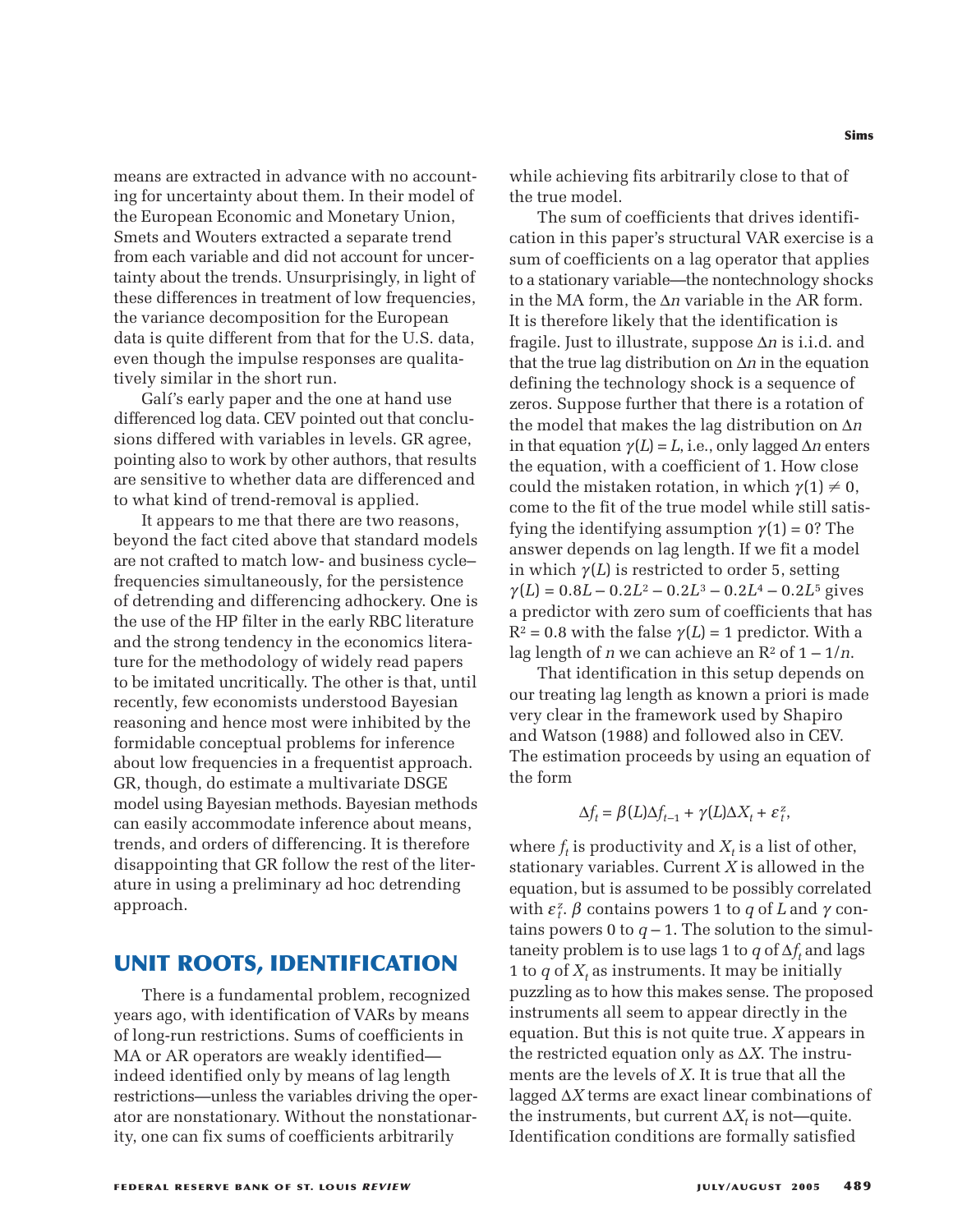means are extracted in advance with no accounting for uncertainty about them. In their model of the European Economic and Monetary Union, Smets and Wouters extracted a separate trend from each variable and did not account for uncertainty about the trends. Unsurprisingly, in light of these differences in treatment of low frequencies, the variance decomposition for the European data is quite different from that for the U.S. data, even though the impulse responses are qualitatively similar in the short run.

Galí's early paper and the one at hand use differenced log data. CEV pointed out that conclusions differed with variables in levels. GR agree, pointing also to work by other authors, that results are sensitive to whether data are differenced and to what kind of trend-removal is applied.

It appears to me that there are two reasons, beyond the fact cited above that standard models are not crafted to match low- and business cycle–frequencies simultaneously, for the persistence of detrending and differencing adhockery. One is the use of the HP filter in the early RBC literature and the strong tendency in the economics literature for the methodology of widely read papers to be imitated uncritically. The other is that, until recently, few economists understood Bayesian reasoning and hence most were inhibited by the formidable conceptual problems for inference about low frequencies in a frequentist approach. GR, though, do estimate a multivariate DSGE model using Bayesian methods. Bayesian methods can easily accommodate inference about means, trends, and orders of differencing. It is therefore disappointing that GR follow the rest of the literature in using a preliminary ad hoc detrending approach.

## UNIT ROOTS, IDENTIFICATION

There is a fundamental problem, recognized years ago, with identification of VARs by means of long-run restrictions. Sums of coefficients in MA or AR operators are weakly identified—indeed identified only by means of lag length restrictions—unless the variables driving the operator are nonstationary. Without the nonstationarity, one can fix sums of coefficients arbitrarily while achieving fits arbitrarily close to that of the true model.

The sum of coefficients that drives identification in this paper's structural VAR exercise is a sum of coefficients on a lag operator that applies to a stationary variable—the nontechnology shocks in the MA form, the $\Delta n$ variable in the AR form. It is therefore likely that the identification is fragile. Just to illustrate, suppose $\Delta n$ is i.i.d. and that the true lag distribution on $\Delta n$ in the equation defining the technology shock is a sequence of zeros. Suppose further that there is a rotation of the model that makes the lag distribution on $\Delta n$ in that equation $\gamma(L) = L$, i.e., only lagged $\Delta n$ enters the equation, with a coefficient of 1. How close could the mistaken rotation, in which $\gamma(1) \neq 0$, come to the fit of the true model while still satisfying the identifying assumption $\gamma(1) = 0$? The answer depends on lag length. If we fit a model in which $\gamma(L)$ is restricted to order 5, setting $\gamma(L) = 0.8L - 0.2L^2 - 0.2L^3 - 0.2L^4 - 0.2L^5$ gives a predictor with zero sum of coefficients that has $R^2 = 0.8$ with the false $\gamma(L) = 1$ predictor. With a lag length of $n$ we can achieve an $R^2$ of $1 - 1/n$.

That identification in this setup depends on our treating lag length as known a priori is made very clear in the framework used by Shapiro and Watson (1988) and followed also in CEV. The estimation proceeds by using an equation of the form

$$\Delta f_t = \beta(L)\Delta f_{t-1} + \gamma(L)\Delta X_t + \varepsilon_t^z,$$

where $f_t$ is productivity and $X_t$ is a list of other, stationary variables. Current $X$ is allowed in the equation, but is assumed to be possibly correlated with $\varepsilon_t^z$. $\beta$ contains powers 1 to $q$ of $L$ and $\gamma$ contains powers 0 to $q-1$. The solution to the simultaneity problem is to use lags 1 to $q$ of $\Delta f_t$ and lags 1 to $q$ of $X_t$ as instruments. It may be initially puzzling as to how this makes sense. The proposed instruments all seem to appear directly in the equation. But this is not quite true. $X$ appears in the restricted equation only as $\Delta X$. The instruments are the levels of $X$. It is true that all the lagged $\Delta X$ terms are exact linear combinations of the instruments, but current $\Delta X_t$ is not—quite. Identification conditions are formally satisfied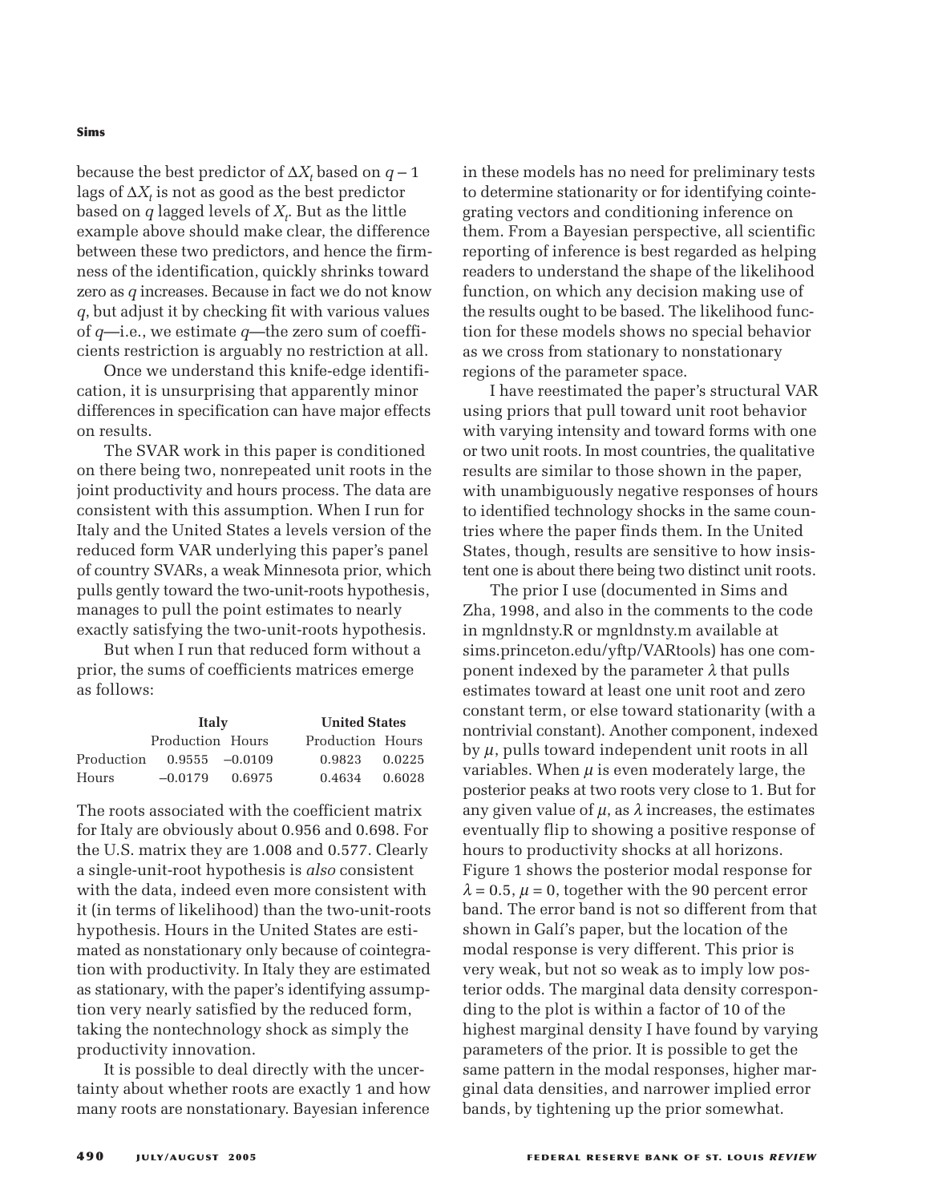because the best predictor of $\Delta X_t$ based on $q - 1$ lags of $\Delta X_t$ is not as good as the best predictor based on $q$ lagged levels of $X_t$. But as the little example above should make clear, the difference between these two predictors, and hence the firmness of the identification, quickly shrinks toward zero as $q$ increases. Because in fact we do not know $q$, but adjust it by checking fit with various values of $q$—i.e., we estimate $q$—the zero sum of coefficients restriction is arguably no restriction at all.

Once we understand this knife-edge identification, it is unsurprising that apparently minor differences in specification can have major effects on results.

The SVAR work in this paper is conditioned on there being two, nonrepeated unit roots in the joint productivity and hours process. The data are consistent with this assumption. When I run for Italy and the United States a levels version of the reduced form VAR underlying this paper's panel of country SVARs, a weak Minnesota prior, which pulls gently toward the two-unit-roots hypothesis, manages to pull the point estimates to nearly exactly satisfying the two-unit-roots hypothesis.

But when I run that reduced form without a prior, the sums of coefficients matrices emerge as follows:

| | Italy | | United States | |
|---|---|---|---|---|
| | Production | Hours | Production | Hours |
| Production | 0.9555 | −0.0109 | 0.9823 | 0.0225 |
| Hours | −0.0179 | 0.6975 | 0.4634 | 0.6028 |

The roots associated with the coefficient matrix for Italy are obviously about 0.956 and 0.698. For the U.S. matrix they are 1.008 and 0.577. Clearly a single-unit-root hypothesis is *also* consistent with the data, indeed even more consistent with it (in terms of likelihood) than the two-unit-roots hypothesis. Hours in the United States are estimated as nonstationary only because of cointegration with productivity. In Italy they are estimated as stationary, with the paper's identifying assumption very nearly satisfied by the reduced form, taking the nontechnology shock as simply the productivity innovation.

It is possible to deal directly with the uncertainty about whether roots are exactly 1 and how many roots are nonstationary. Bayesian inference in these models has no need for preliminary tests to determine stationarity or for identifying cointegrating vectors and conditioning inference on them. From a Bayesian perspective, all scientific reporting of inference is best regarded as helping readers to understand the shape of the likelihood function, on which any decision making use of the results ought to be based. The likelihood function for these models shows no special behavior as we cross from stationary to nonstationary regions of the parameter space.

I have reestimated the paper's structural VAR using priors that pull toward unit root behavior with varying intensity and toward forms with one or two unit roots. In most countries, the qualitative results are similar to those shown in the paper, with unambiguously negative responses of hours to identified technology shocks in the same countries where the paper finds them. In the United States, though, results are sensitive to how insistent one is about there being two distinct unit roots.

The prior I use (documented in Sims and Zha, 1998, and also in the comments to the code in mgnldnsty.R or mgnldnsty.m available at sims.princeton.edu/yftp/VARtools) has one component indexed by the parameter $\lambda$ that pulls estimates toward at least one unit root and zero constant term, or else toward stationarity (with a nontrivial constant). Another component, indexed by $\mu$, pulls toward independent unit roots in all variables. When $\mu$ is even moderately large, the posterior peaks at two roots very close to 1. But for any given value of $\mu$, as $\lambda$ increases, the estimates eventually flip to showing a positive response of hours to productivity shocks at all horizons. Figure 1 shows the posterior modal response for $\lambda = 0.5$, $\mu = 0$, together with the 90 percent error band. The error band is not so different from that shown in Galí's paper, but the location of the modal response is very different. This prior is very weak, but not so weak as to imply low posterior odds. The marginal data density corresponding to the plot is within a factor of 10 of the highest marginal density I have found by varying parameters of the prior. It is possible to get the same pattern in the modal responses, higher marginal data densities, and narrower implied error bands, by tightening up the prior somewhat.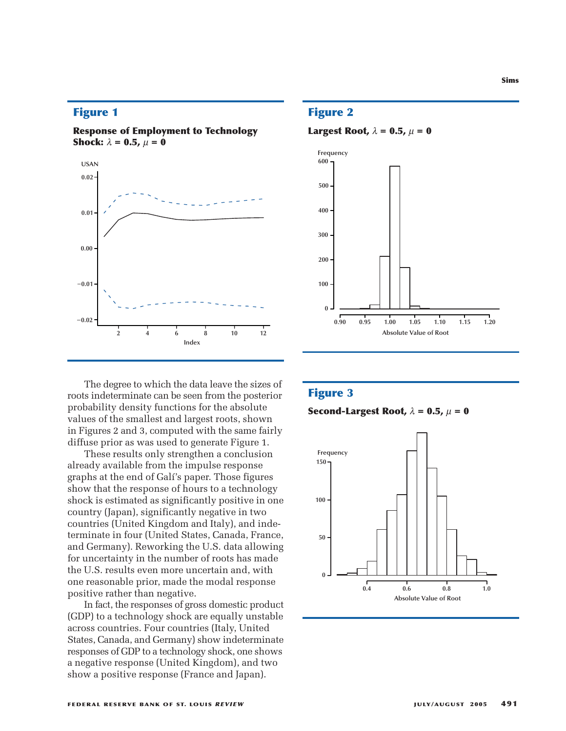## Figure 1

**Response of Employment to Technology Shock: $\lambda = 0.5$, $\mu = 0$**

## Figure 2

**Largest Root, $\lambda = 0.5$, $\mu = 0$**

## Figure 3

**Second-Largest Root, $\lambda = 0.5$, $\mu = 0$**

The degree to which the data leave the sizes of roots indeterminate can be seen from the posterior probability density functions for the absolute values of the smallest and largest roots, shown in Figures 2 and 3, computed with the same fairly diffuse prior as was used to generate Figure 1.

These results only strengthen a conclusion already available from the impulse response graphs at the end of Galí's paper. Those figures show that the response of hours to a technology shock is estimated as significantly positive in one country (Japan), significantly negative in two countries (United Kingdom and Italy), and indeterminate in four (United States, Canada, France, and Germany). Reworking the U.S. data allowing for uncertainty in the number of roots has made the U.S. results even more uncertain and, with one reasonable prior, made the modal response positive rather than negative.

In fact, the responses of gross domestic product (GDP) to a technology shock are equally unstable across countries. Four countries (Italy, United States, Canada, and Germany) show indeterminate responses of GDP to a technology shock, one shows a negative response (United Kingdom), and two show a positive response (France and Japan).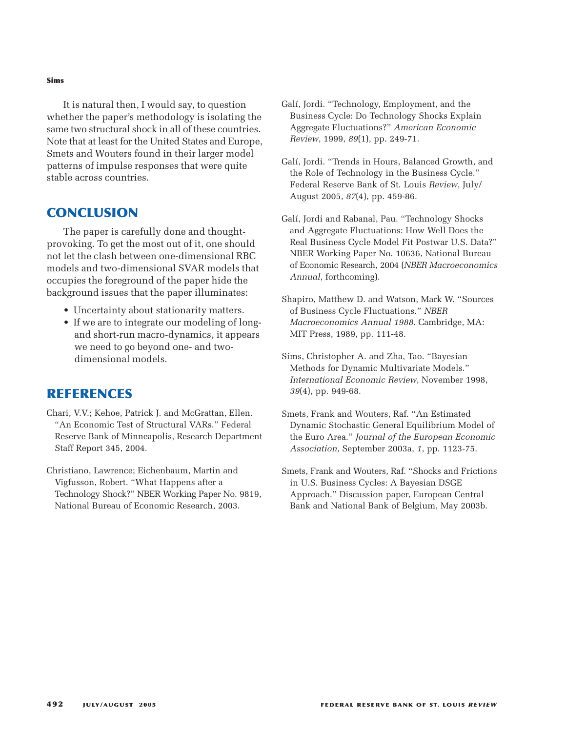It is natural then, I would say, to question whether the paper's methodology is isolating the same two structural shock in all of these countries. Note that at least for the United States and Europe, Smets and Wouters found in their larger model patterns of impulse responses that were quite stable across countries.

## CONCLUSION

The paper is carefully done and thought-provoking. To get the most out of it, one should not let the clash between one-dimensional RBC models and two-dimensional SVAR models that occupies the foreground of the paper hide the background issues that the paper illuminates:

- Uncertainty about stationarity matters.
- If we are to integrate our modeling of long- and short-run macro-dynamics, it appears we need to go beyond one- and two-dimensional models.

## REFERENCES

Chari, V.V.; Kehoe, Patrick J. and McGrattan, Ellen. "An Economic Test of Structural VARs." Federal Reserve Bank of Minneapolis, Research Department Staff Report 345, 2004.

Christiano, Lawrence; Eichenbaum, Martin and Vigfusson, Robert. "What Happens after a Technology Shock?" NBER Working Paper No. 9819, National Bureau of Economic Research, 2003.

Galí, Jordi. "Technology, Employment, and the Business Cycle: Do Technology Shocks Explain Aggregate Fluctuations?" *American Economic Review*, 1999, *89*(1), pp. 249-71.

Galí, Jordi. "Trends in Hours, Balanced Growth, and the Role of Technology in the Business Cycle." Federal Reserve Bank of St. Louis *Review*, July/August 2005, *87*(4), pp. 459-86.

Galí, Jordi and Rabanal, Pau. "Technology Shocks and Aggregate Fluctuations: How Well Does the Real Business Cycle Model Fit Postwar U.S. Data?" NBER Working Paper No. 10636, National Bureau of Economic Research, 2004 (*NBER Macroeconomics Annual*, forthcoming).

Shapiro, Matthew D. and Watson, Mark W. "Sources of Business Cycle Fluctuations." *NBER Macroeconomics Annual 1988*. Cambridge, MA: MIT Press, 1989, pp. 111-48.

Sims, Christopher A. and Zha, Tao. "Bayesian Methods for Dynamic Multivariate Models." *International Economic Review*, November 1998, *39*(4), pp. 949-68.

Smets, Frank and Wouters, Raf. "An Estimated Dynamic Stochastic General Equilibrium Model of the Euro Area." *Journal of the European Economic Association*, September 2003a, *1*, pp. 1123-75.

Smets, Frank and Wouters, Raf. "Shocks and Frictions in U.S. Business Cycles: A Bayesian DSGE Approach." Discussion paper, European Central Bank and National Bank of Belgium, May 2003b.